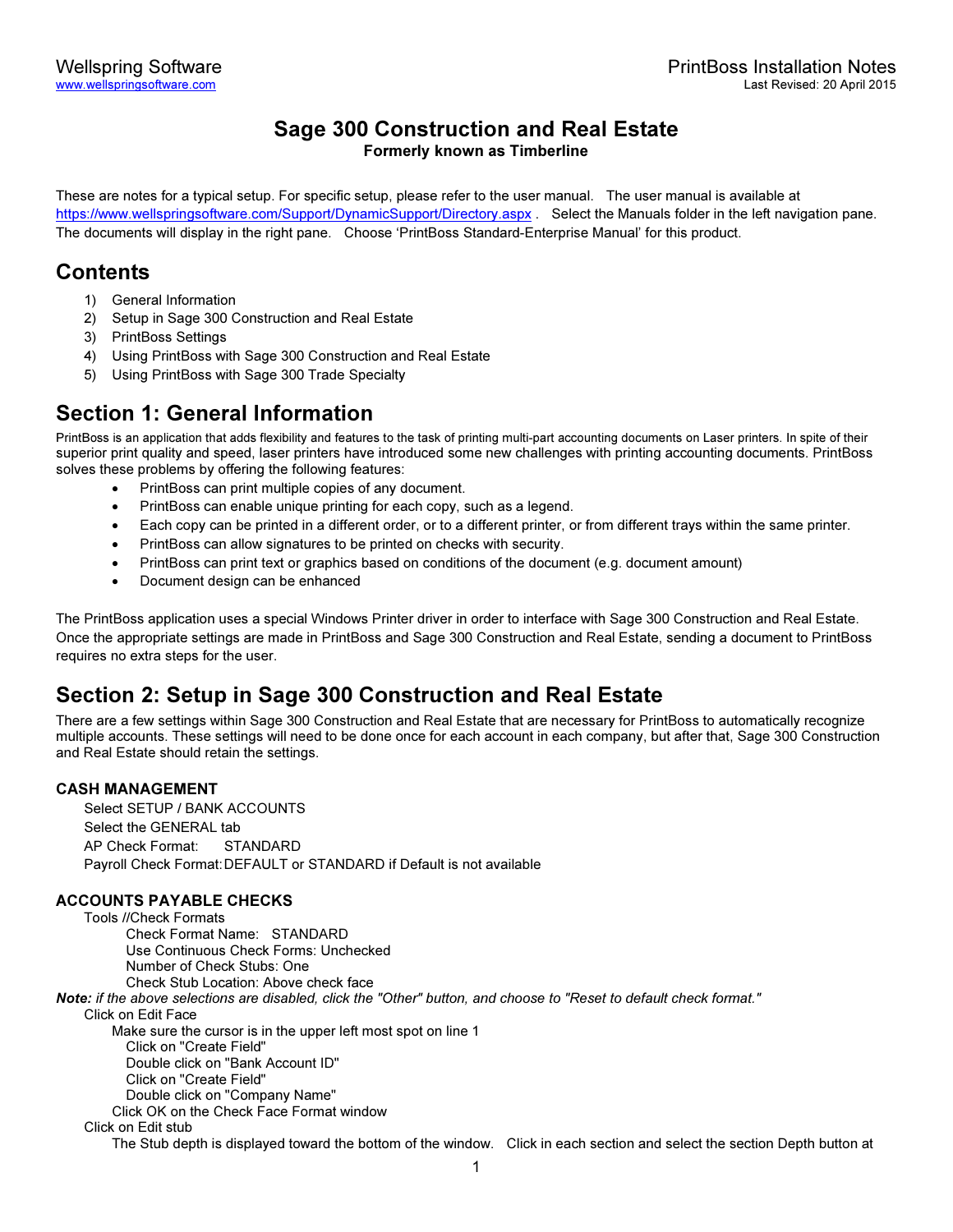Wellspring Software
www.wellspringsoftware.com

PrintBoss Installation Notes
Last Revised: 20 April 2015

# Sage 300 Construction and Real Estate

**Formerly known as Timberline**

These are notes for a typical setup. For specific setup, please refer to the user manual. The user manual is available at https://www.wellspringsoftware.com/Support/DynamicSupport/Directory.aspx . Select the Manuals folder in the left navigation pane. The documents will display in the right pane. Choose 'PrintBoss Standard-Enterprise Manual' for this product.

## Contents

1) General Information
2) Setup in Sage 300 Construction and Real Estate
3) PrintBoss Settings
4) Using PrintBoss with Sage 300 Construction and Real Estate
5) Using PrintBoss with Sage 300 Trade Specialty

## Section 1: General Information

PrintBoss is an application that adds flexibility and features to the task of printing multi-part accounting documents on Laser printers. In spite of their superior print quality and speed, laser printers have introduced some new challenges with printing accounting documents. PrintBoss solves these problems by offering the following features:

- PrintBoss can print multiple copies of any document.
- PrintBoss can enable unique printing for each copy, such as a legend.
- Each copy can be printed in a different order, or to a different printer, or from different trays within the same printer.
- PrintBoss can allow signatures to be printed on checks with security.
- PrintBoss can print text or graphics based on conditions of the document (e.g. document amount)
- Document design can be enhanced

The PrintBoss application uses a special Windows Printer driver in order to interface with Sage 300 Construction and Real Estate. Once the appropriate settings are made in PrintBoss and Sage 300 Construction and Real Estate, sending a document to PrintBoss requires no extra steps for the user.

## Section 2: Setup in Sage 300 Construction and Real Estate

There are a few settings within Sage 300 Construction and Real Estate that are necessary for PrintBoss to automatically recognize multiple accounts. These settings will need to be done once for each account in each company, but after that, Sage 300 Construction and Real Estate should retain the settings.

### CASH MANAGEMENT

Select SETUP / BANK ACCOUNTS
Select the GENERAL tab
AP Check Format: STANDARD
Payroll Check Format: DEFAULT or STANDARD if Default is not available

### ACCOUNTS PAYABLE CHECKS

Tools //Check Formats
- Check Format Name: STANDARD
- Use Continuous Check Forms: Unchecked
- Number of Check Stubs: One
- Check Stub Location: Above check face

***Note:** if the above selections are disabled, click the "Other" button, and choose to "Reset to default check format."*

Click on Edit Face
- Make sure the cursor is in the upper left most spot on line 1
  - Click on "Create Field"
  - Double click on "Bank Account ID"
  - Click on "Create Field"
  - Double click on "Company Name"
- Click OK on the Check Face Format window

Click on Edit stub
- The Stub depth is displayed toward the bottom of the window. Click in each section and select the section Depth button at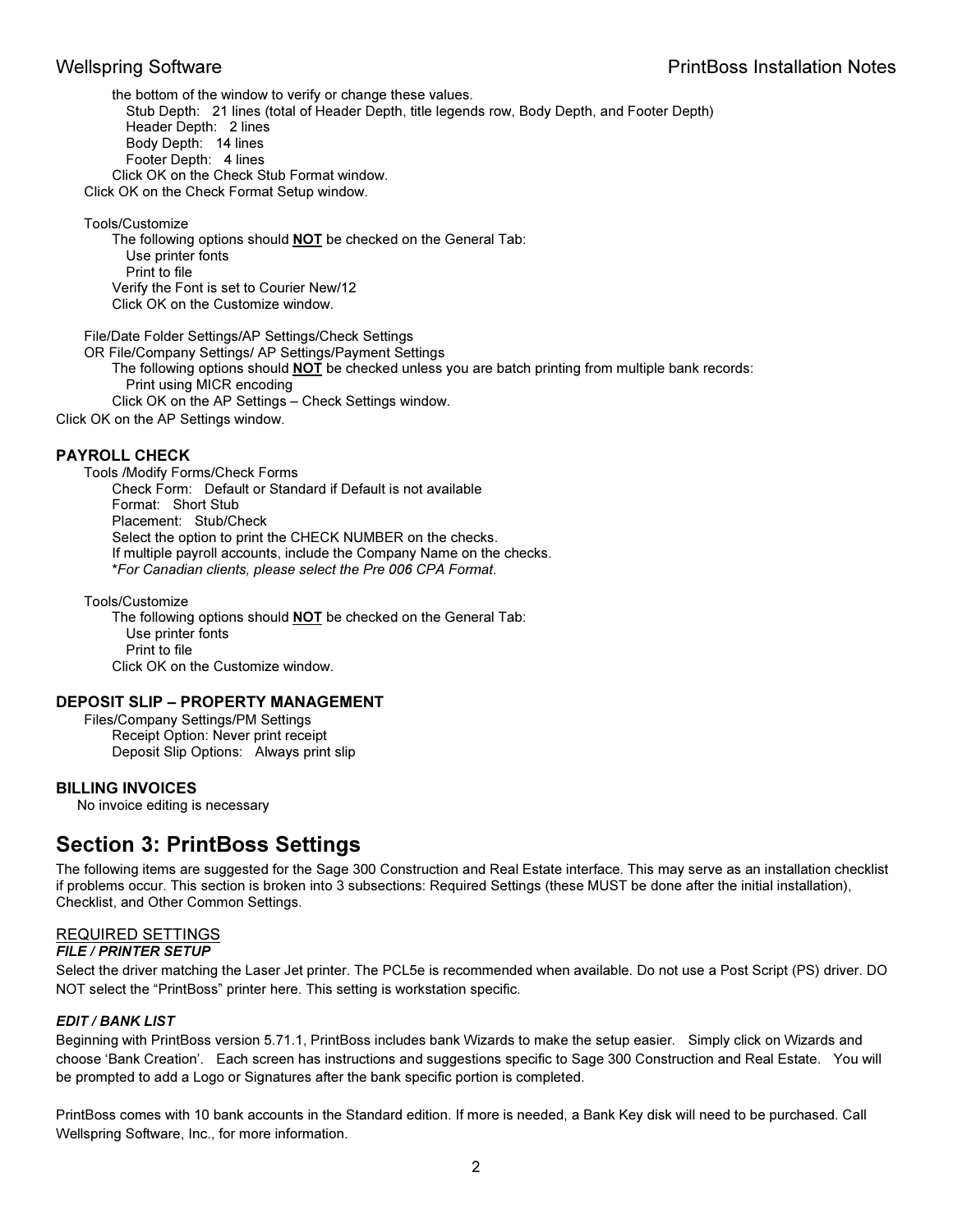the bottom of the window to verify or change these values.

Stub Depth: 21 lines (total of Header Depth, title legends row, Body Depth, and Footer Depth)
Header Depth: 2 lines
Body Depth: 14 lines
Footer Depth: 4 lines

Click OK on the Check Stub Format window.

Click OK on the Check Format Setup window.

Tools/Customize

The following options should **NOT** be checked on the General Tab:

Use printer fonts
Print to file

Verify the Font is set to Courier New/12

Click OK on the Customize window.

File/Date Folder Settings/AP Settings/Check Settings
OR File/Company Settings/ AP Settings/Payment Settings

The following options should **NOT** be checked unless you are batch printing from multiple bank records:

Print using MICR encoding

Click OK on the AP Settings – Check Settings window.

Click OK on the AP Settings window.

### PAYROLL CHECK

Tools /Modify Forms/Check Forms

Check Form: Default or Standard if Default is not available
Format: Short Stub
Placement: Stub/Check
Select the option to print the CHECK NUMBER on the checks.
If multiple payroll accounts, include the Company Name on the checks.
**For Canadian clients, please select the Pre 006 CPA Format.*

Tools/Customize

The following options should **NOT** be checked on the General Tab:

Use printer fonts
Print to file

Click OK on the Customize window.

### DEPOSIT SLIP – PROPERTY MANAGEMENT

Files/Company Settings/PM Settings

Receipt Option: Never print receipt
Deposit Slip Options: Always print slip

### BILLING INVOICES

No invoice editing is necessary

## Section 3: PrintBoss Settings

The following items are suggested for the Sage 300 Construction and Real Estate interface. This may serve as an installation checklist if problems occur. This section is broken into 3 subsections: Required Settings (these MUST be done after the initial installation), Checklist, and Other Common Settings.

### REQUIRED SETTINGS

#### *FILE / PRINTER SETUP*

Select the driver matching the Laser Jet printer. The PCL5e is recommended when available. Do not use a Post Script (PS) driver. DO NOT select the "PrintBoss" printer here. This setting is workstation specific.

#### *EDIT / BANK LIST*

Beginning with PrintBoss version 5.71.1, PrintBoss includes bank Wizards to make the setup easier. Simply click on Wizards and choose 'Bank Creation'. Each screen has instructions and suggestions specific to Sage 300 Construction and Real Estate. You will be prompted to add a Logo or Signatures after the bank specific portion is completed.

PrintBoss comes with 10 bank accounts in the Standard edition. If more is needed, a Bank Key disk will need to be purchased. Call Wellspring Software, Inc., for more information.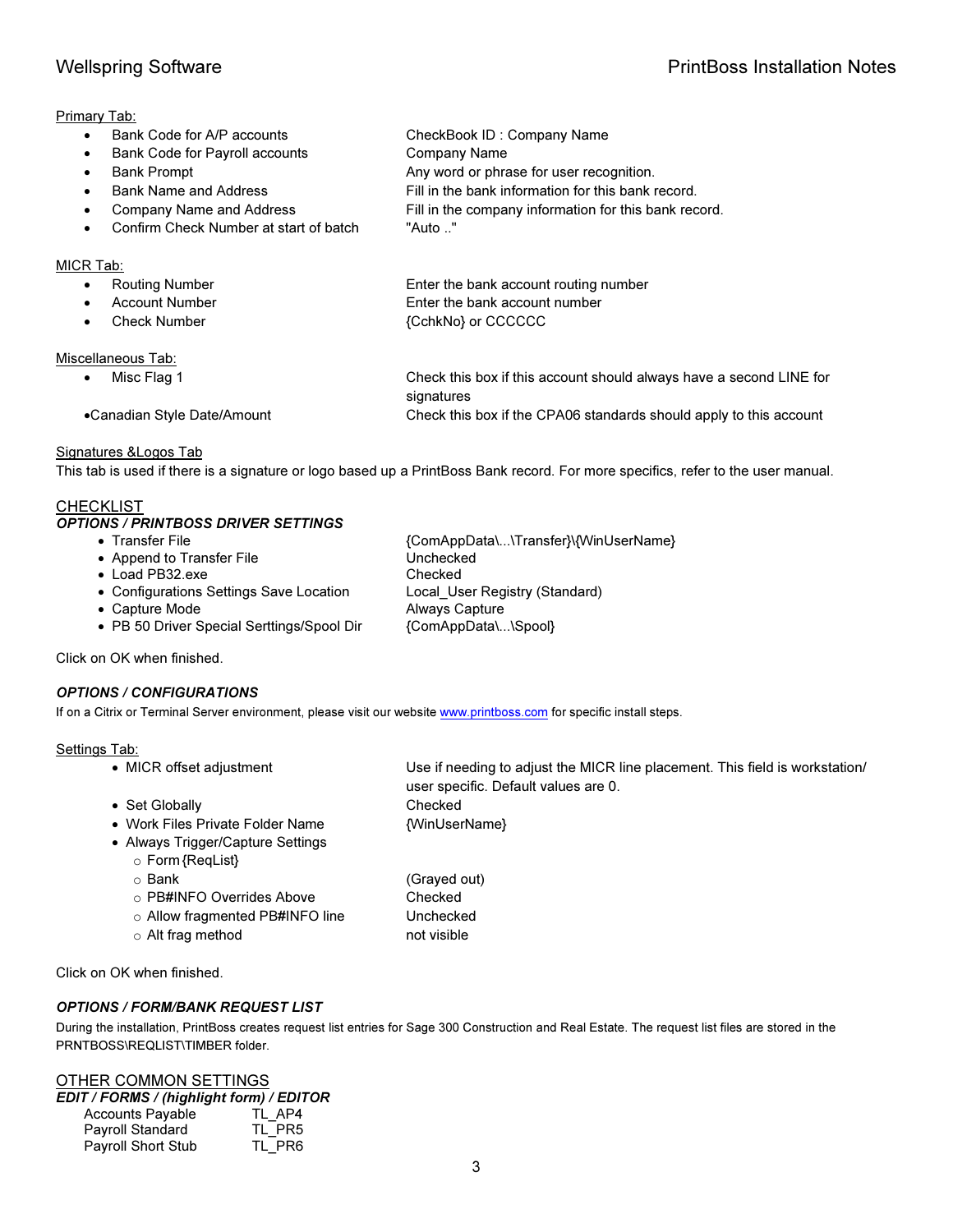Primary Tab:

| | |
|---|---|
| • Bank Code for A/P accounts | CheckBook ID : Company Name |
| • Bank Code for Payroll accounts | Company Name |
| • Bank Prompt | Any word or phrase for user recognition. |
| • Bank Name and Address | Fill in the bank information for this bank record. |
| • Company Name and Address | Fill in the company information for this bank record. |
| • Confirm Check Number at start of batch | "Auto .." |

MICR Tab:

| | |
|---|---|
| • Routing Number | Enter the bank account routing number |
| • Account Number | Enter the bank account number |
| • Check Number | {CchkNo} or CCCCCC |

Miscellaneous Tab:

| | |
|---|---|
| • Misc Flag 1 | Check this box if this account should always have a second LINE for signatures |
| •Canadian Style Date/Amount | Check this box if the CPA06 standards should apply to this account |

Signatures &Logos Tab

This tab is used if there is a signature or logo based up a PrintBoss Bank record. For more specifics, refer to the user manual.

## CHECKLIST

### *OPTIONS / PRINTBOSS DRIVER SETTINGS*

| | |
|---|---|
| • Transfer File | {ComAppData\...\Transfer}\{WinUserName} |
| • Append to Transfer File | Unchecked |
| • Load PB32.exe | Checked |
| • Configurations Settings Save Location | Local_User Registry (Standard) |
| • Capture Mode | Always Capture |
| • PB 50 Driver Special Serttings/Spool Dir | {ComAppData\...\Spool} |

Click on OK when finished.

### *OPTIONS / CONFIGURATIONS*

If on a Citrix or Terminal Server environment, please visit our website www.printboss.com for specific install steps.

Settings Tab:

| | |
|---|---|
| • MICR offset adjustment | Use if needing to adjust the MICR line placement. This field is workstation/ user specific. Default values are 0. |
| • Set Globally | Checked |
| • Work Files Private Folder Name | {WinUserName} |
| • Always Trigger/Capture Settings | |
| ○ Form {ReqList} | |
| ○ Bank | (Grayed out) |
| ○ PB#INFO Overrides Above | Checked |
| ○ Allow fragmented PB#INFO line | Unchecked |
| ○ Alt frag method | not visible |

Click on OK when finished.

### *OPTIONS / FORM/BANK REQUEST LIST*

During the installation, PrintBoss creates request list entries for Sage 300 Construction and Real Estate. The request list files are stored in the PRNTBOSS\REQLIST\TIMBER folder.

## OTHER COMMON SETTINGS

### *EDIT / FORMS / (highlight form) / EDITOR*

| | |
|---|---|
| Accounts Payable | TL_AP4 |
| Payroll Standard | TL_PR5 |
| Payroll Short Stub | TL_PR6 |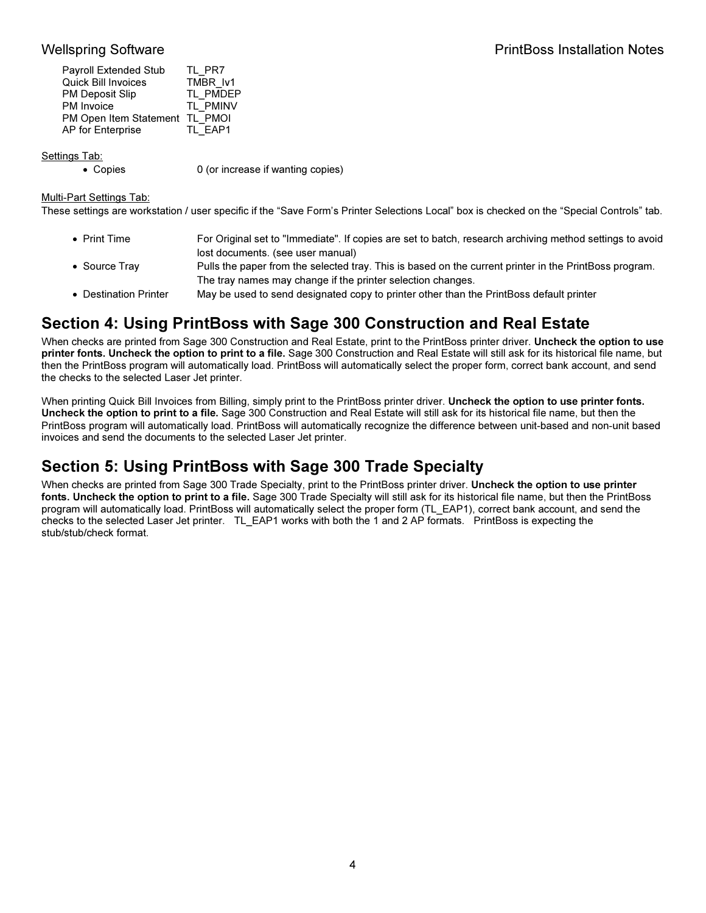| | |
|---|---|
| Payroll Extended Stub | TL_PR7 |
| Quick Bill Invoices | TMBR_lv1 |
| PM Deposit Slip | TL_PMDEP |
| PM Invoice | TL_PMINV |
| PM Open Item Statement | TL_PMOI |
| AP for Enterprise | TL_EAP1 |

Settings Tab:

- Copies	0 (or increase if wanting copies)

Multi-Part Settings Tab:

These settings are workstation / user specific if the “Save Form’s Printer Selections Local” box is checked on the “Special Controls” tab.

- Print Time	For Original set to "Immediate". If copies are set to batch, research archiving method settings to avoid lost documents. (see user manual)
- Source Tray	Pulls the paper from the selected tray. This is based on the current printer in the PrintBoss program. The tray names may change if the printer selection changes.
- Destination Printer	May be used to send designated copy to printer other than the PrintBoss default printer

## Section 4: Using PrintBoss with Sage 300 Construction and Real Estate

When checks are printed from Sage 300 Construction and Real Estate, print to the PrintBoss printer driver. **Uncheck the option to use printer fonts. Uncheck the option to print to a file.** Sage 300 Construction and Real Estate will still ask for its historical file name, but then the PrintBoss program will automatically load. PrintBoss will automatically select the proper form, correct bank account, and send the checks to the selected Laser Jet printer.

When printing Quick Bill Invoices from Billing, simply print to the PrintBoss printer driver. **Uncheck the option to use printer fonts. Uncheck the option to print to a file.** Sage 300 Construction and Real Estate will still ask for its historical file name, but then the PrintBoss program will automatically load. PrintBoss will automatically recognize the difference between unit-based and non-unit based invoices and send the documents to the selected Laser Jet printer.

## Section 5: Using PrintBoss with Sage 300 Trade Specialty

When checks are printed from Sage 300 Trade Specialty, print to the PrintBoss printer driver. **Uncheck the option to use printer fonts. Uncheck the option to print to a file.** Sage 300 Trade Specialty will still ask for its historical file name, but then the PrintBoss program will automatically load. PrintBoss will automatically select the proper form (TL_EAP1), correct bank account, and send the checks to the selected Laser Jet printer. TL_EAP1 works with both the 1 and 2 AP formats. PrintBoss is expecting the stub/stub/check format.